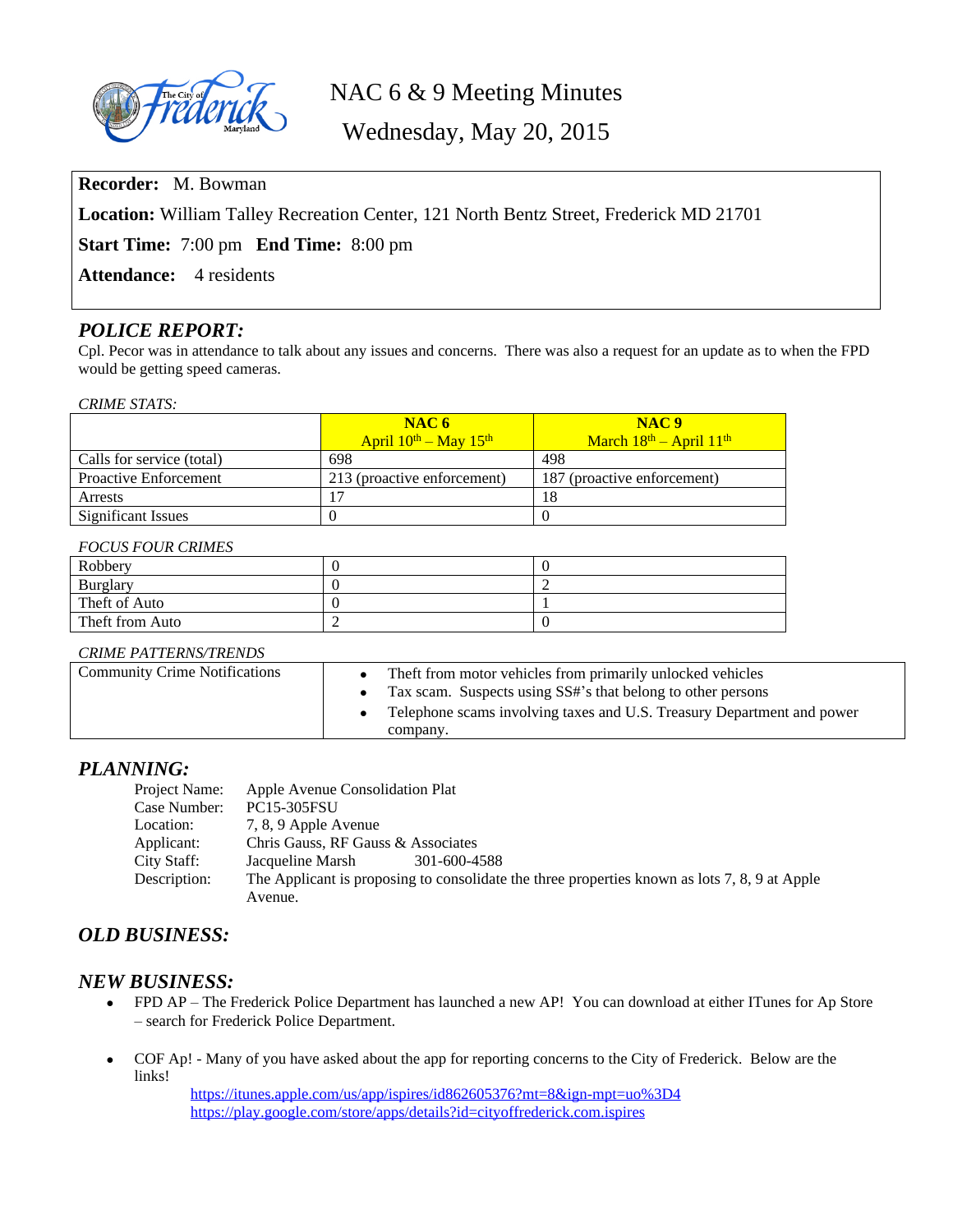# NAC 6 & 9 Meeting Minutes

## Wednesday, May 20, 2015

**Recorder:** M. Bowman

**Location:** William Talley Recreation Center, 121 North Bentz Street, Frederick MD 21701

**Start Time:** 7:00 pm **End Time:** 8:00 pm

**Attendance:** 4 residents

## *POLICE REPORT:*

Cpl. Pecor was in attendance to talk about any issues and concerns. There was also a request for an update as to when the FPD would be getting speed cameras.

*CRIME STATS:*

| | **NAC 6** April 10th – May 15th | **NAC 9** March 18th – April 11th |
|---|---|---|
| Calls for service (total) | 698 | 498 |
| Proactive Enforcement | 213 (proactive enforcement) | 187 (proactive enforcement) |
| Arrests | 17 | 18 |
| Significant Issues | 0 | 0 |

*FOCUS FOUR CRIMES*

| | | |
|---|---|---|
| Robbery | 0 | 0 |
| Burglary | 0 | 2 |
| Theft of Auto | 0 | 1 |
| Theft from Auto | 2 | 0 |

*CRIME PATTERNS/TRENDS*

| | |
|---|---|
| Community Crime Notifications | • Theft from motor vehicles from primarily unlocked vehicles<br>• Tax scam. Suspects using SS#'s that belong to other persons<br>• Telephone scams involving taxes and U.S. Treasury Department and power company. |

## *PLANNING:*

Project Name: Apple Avenue Consolidation Plat
Case Number: PC15-305FSU
Location: 7, 8, 9 Apple Avenue
Applicant: Chris Gauss, RF Gauss & Associates
City Staff: Jacqueline Marsh 301-600-4588
Description: The Applicant is proposing to consolidate the three properties known as lots 7, 8, 9 at Apple Avenue.

## *OLD BUSINESS:*

## *NEW BUSINESS:*

- FPD AP – The Frederick Police Department has launched a new AP! You can download at either ITunes for Ap Store – search for Frederick Police Department.

- COF Ap! - Many of you have asked about the app for reporting concerns to the City of Frederick. Below are the links!
  https://itunes.apple.com/us/app/ispires/id862605376?mt=8&ign-mpt=uo%3D4
  https://play.google.com/store/apps/details?id=cityoffrederick.com.ispires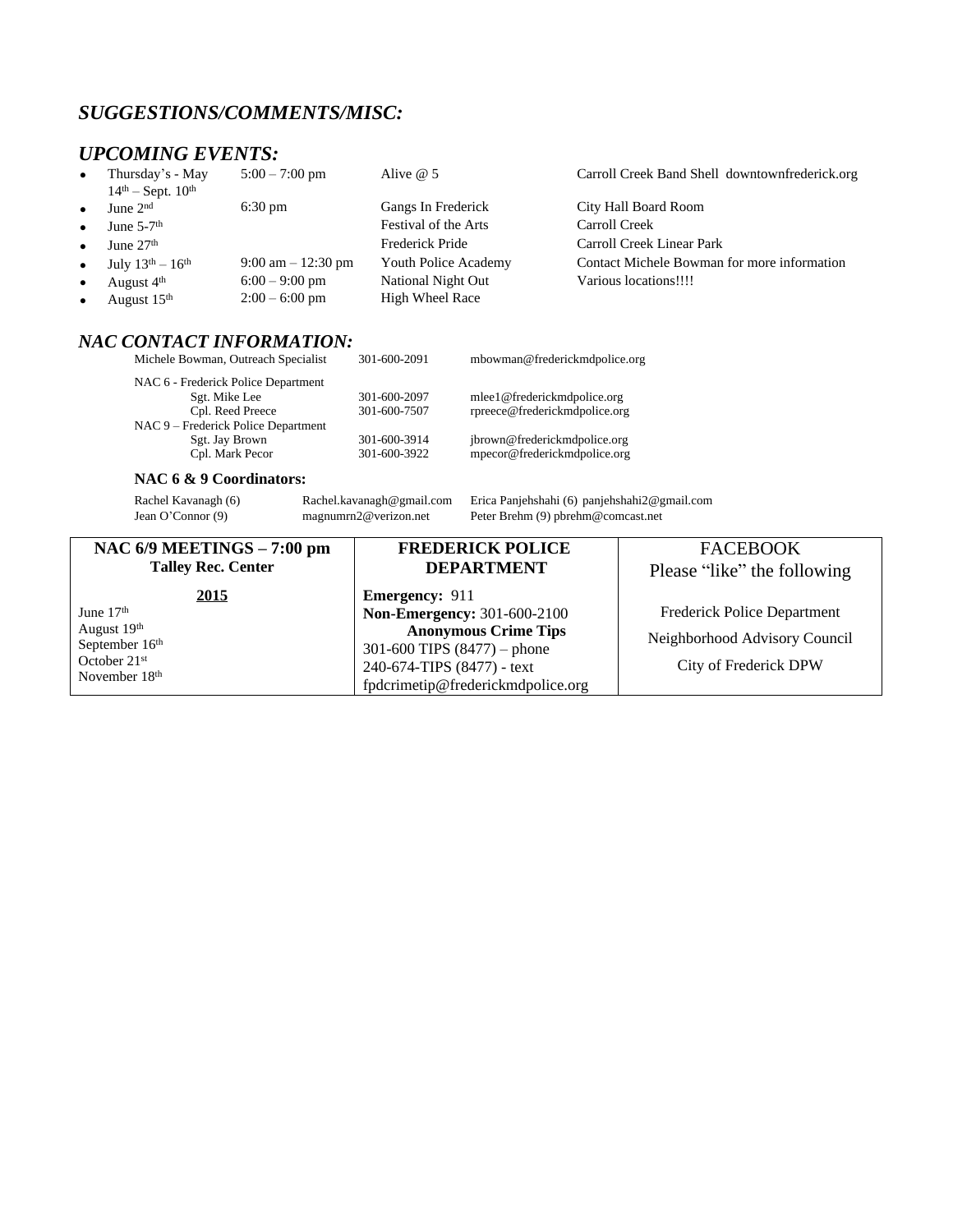## *SUGGESTIONS/COMMENTS/MISC:*

## *UPCOMING EVENTS:*

- Thursday's - May 14th – Sept. 10th | 5:00 – 7:00 pm | Alive @ 5 | Carroll Creek Band Shell downtownfrederick.org
- June 2nd | 6:30 pm | Gangs In Frederick | City Hall Board Room
- June 5-7th | Festival of the Arts | Carroll Creek
- June 27th | Frederick Pride | Carroll Creek Linear Park
- July 13th – 16th | 9:00 am – 12:30 pm | Youth Police Academy | Contact Michele Bowman for more information
- August 4th | 6:00 – 9:00 pm | National Night Out | Various locations!!!!
- August 15th | 2:00 – 6:00 pm | High Wheel Race

## *NAC CONTACT INFORMATION:*

| | | |
|---|---|---|
| Michele Bowman, Outreach Specialist | 301-600-2091 | mbowman@frederickmdpolice.org |
| NAC 6 - Frederick Police Department | | |
| Sgt. Mike Lee | 301-600-2097 | mlee1@frederickmdpolice.org |
| Cpl. Reed Preece | 301-600-7507 | rpreece@frederickmdpolice.org |
| NAC 9 – Frederick Police Department | | |
| Sgt. Jay Brown | 301-600-3914 | jbrown@frederickmdpolice.org |
| Cpl. Mark Pecor | 301-600-3922 | mpecor@frederickmdpolice.org |

**NAC 6 & 9 Coordinators:**

| | | |
|---|---|---|
| Rachel Kavanagh (6) | Rachel.kavanagh@gmail.com | Erica Panjehshahi (6) panjehshahi2@gmail.com |
| Jean O'Connor (9) | magnumrn2@verizon.net | Peter Brehm (9) pbrehm@comcast.net |

| **NAC 6/9 MEETINGS – 7:00 pm**<br>**Talley Rec. Center** | **FREDERICK POLICE DEPARTMENT** | FACEBOOK<br>Please "like" the following |
|---|---|---|
| **2015**<br>June 17th<br>August 19th<br>September 16th<br>October 21st<br>November 18th | **Emergency:** 911<br>**Non-Emergency:** 301-600-2100<br>**Anonymous Crime Tips**<br>301-600 TIPS (8477) – phone<br>240-674-TIPS (8477) - text<br>fpdcrimetip@frederickmdpolice.org | Frederick Police Department<br>Neighborhood Advisory Council<br>City of Frederick DPW |